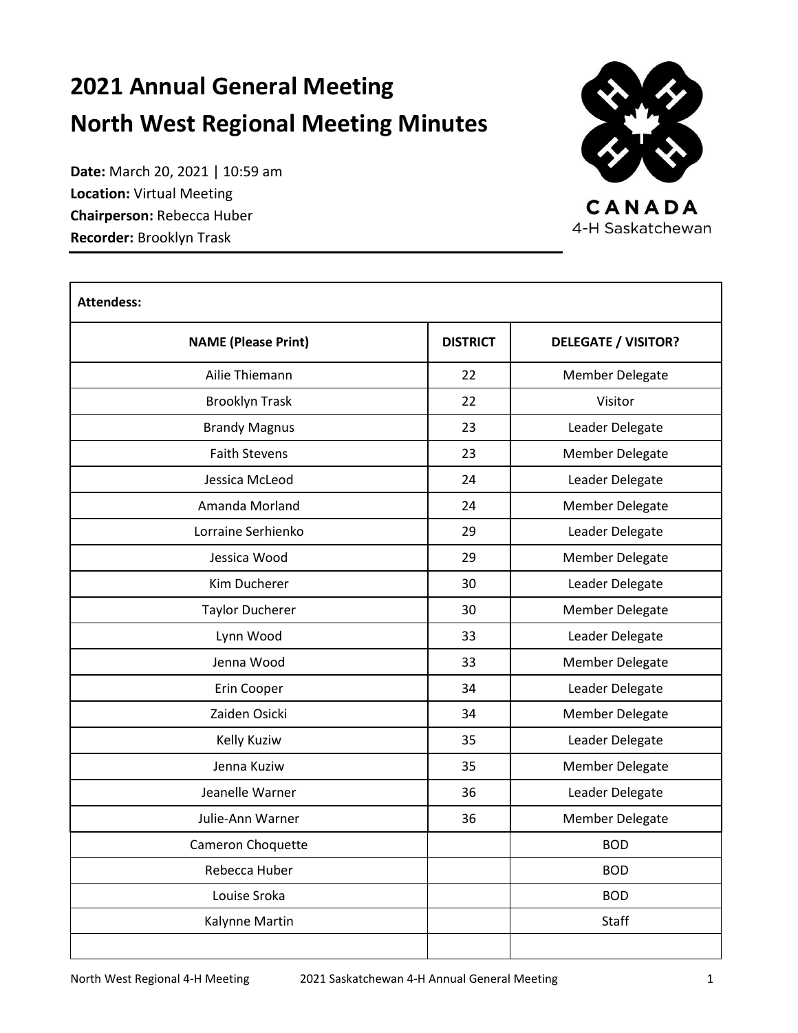# 2021 Annual General Meeting
# North West Regional Meeting Minutes

**Date:** March 20, 2021 | 10:59 am
**Location:** Virtual Meeting
**Chairperson:** Rebecca Huber
**Recorder:** Brooklyn Trask

CANADA
4-H Saskatchewan

**Attendess:**

| NAME (Please Print) | DISTRICT | DELEGATE / VISITOR? |
|---|---|---|
| Ailie Thiemann | 22 | Member Delegate |
| Brooklyn Trask | 22 | Visitor |
| Brandy Magnus | 23 | Leader Delegate |
| Faith Stevens | 23 | Member Delegate |
| Jessica McLeod | 24 | Leader Delegate |
| Amanda Morland | 24 | Member Delegate |
| Lorraine Serhienko | 29 | Leader Delegate |
| Jessica Wood | 29 | Member Delegate |
| Kim Ducherer | 30 | Leader Delegate |
| Taylor Ducherer | 30 | Member Delegate |
| Lynn Wood | 33 | Leader Delegate |
| Jenna Wood | 33 | Member Delegate |
| Erin Cooper | 34 | Leader Delegate |
| Zaiden Osicki | 34 | Member Delegate |
| Kelly Kuziw | 35 | Leader Delegate |
| Jenna Kuziw | 35 | Member Delegate |
| Jeanelle Warner | 36 | Leader Delegate |
| Julie-Ann Warner | 36 | Member Delegate |
| Cameron Choquette | | BOD |
| Rebecca Huber | | BOD |
| Louise Sroka | | BOD |
| Kalynne Martin | | Staff |
| | | |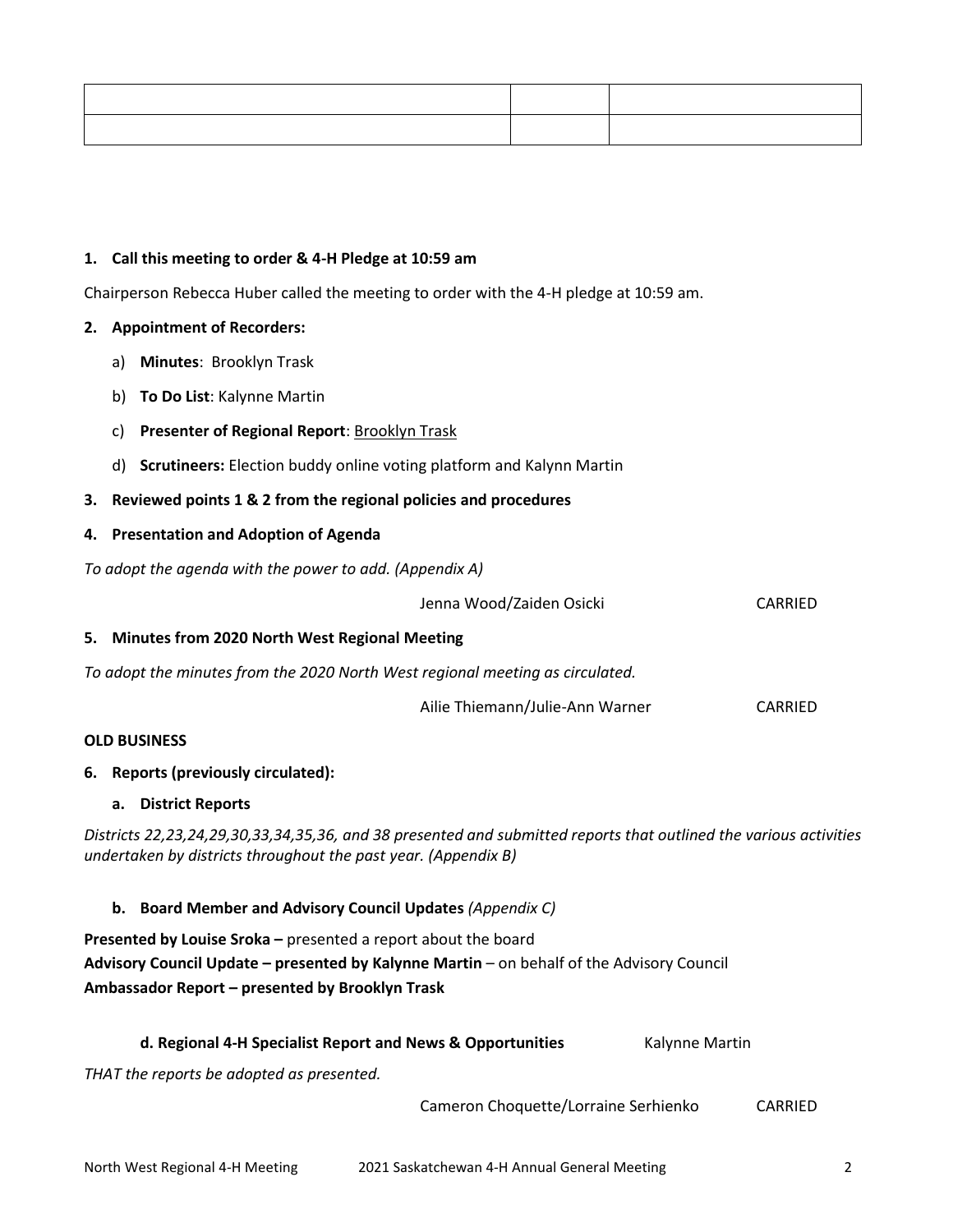| | | |
|---|---|---|
| | | |

1. **Call this meeting to order & 4-H Pledge at 10:59 am**

Chairperson Rebecca Huber called the meeting to order with the 4-H pledge at 10:59 am.

2. **Appointment of Recorders:**
   a) **Minutes**: Brooklyn Trask
   b) **To Do List**: Kalynne Martin
   c) **Presenter of Regional Report**: Brooklyn Trask
   d) **Scrutineers:** Election buddy online voting platform and Kalynn Martin

3. **Reviewed points 1 & 2 from the regional policies and procedures**

4. **Presentation and Adoption of Agenda**

*To adopt the agenda with the power to add. (Appendix A)*

Jenna Wood/Zaiden Osicki CARRIED

5. **Minutes from 2020 North West Regional Meeting**

*To adopt the minutes from the 2020 North West regional meeting as circulated.*

Ailie Thiemann/Julie-Ann Warner CARRIED

**OLD BUSINESS**

6. **Reports (previously circulated):**

   a. **District Reports**

*Districts 22,23,24,29,30,33,34,35,36, and 38 presented and submitted reports that outlined the various activities undertaken by districts throughout the past year. (Appendix B)*

   b. **Board Member and Advisory Council Updates** *(Appendix C)*

**Presented by Louise Sroka –** presented a report about the board
**Advisory Council Update – presented by Kalynne Martin** – on behalf of the Advisory Council
**Ambassador Report – presented by Brooklyn Trask**

   **d. Regional 4-H Specialist Report and News & Opportunities** Kalynne Martin

*THAT the reports be adopted as presented.*

Cameron Choquette/Lorraine Serhienko CARRIED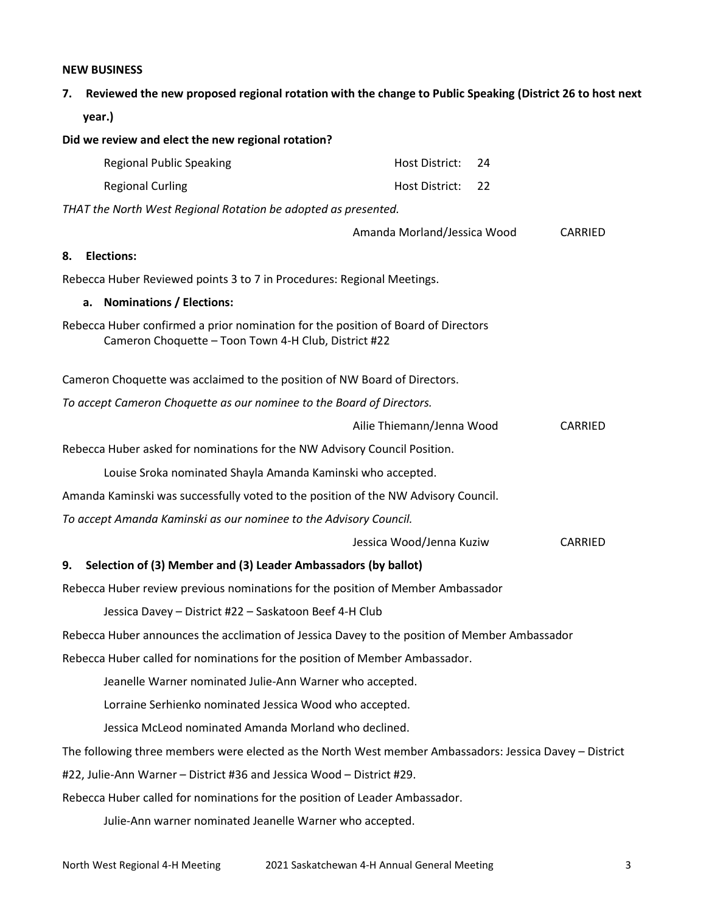**NEW BUSINESS**

**7. Reviewed the new proposed regional rotation with the change to Public Speaking (District 26 to host next year.)**

**Did we review and elect the new regional rotation?**

| | | |
|---|---|---|
| Regional Public Speaking | Host District: | 24 |
| Regional Curling | Host District: | 22 |

*THAT the North West Regional Rotation be adopted as presented.*

Amanda Morland/Jessica Wood CARRIED

**8. Elections:**

Rebecca Huber Reviewed points 3 to 7 in Procedures: Regional Meetings.

**a. Nominations / Elections:**

Rebecca Huber confirmed a prior nomination for the position of Board of Directors
Cameron Choquette – Toon Town 4-H Club, District #22

Cameron Choquette was acclaimed to the position of NW Board of Directors.

*To accept Cameron Choquette as our nominee to the Board of Directors.*

Ailie Thiemann/Jenna Wood CARRIED

Rebecca Huber asked for nominations for the NW Advisory Council Position.

Louise Sroka nominated Shayla Amanda Kaminski who accepted.

Amanda Kaminski was successfully voted to the position of the NW Advisory Council.

*To accept Amanda Kaminski as our nominee to the Advisory Council.*

Jessica Wood/Jenna Kuziw CARRIED

**9. Selection of (3) Member and (3) Leader Ambassadors (by ballot)**

Rebecca Huber review previous nominations for the position of Member Ambassador

Jessica Davey – District #22 – Saskatoon Beef 4-H Club

Rebecca Huber announces the acclimation of Jessica Davey to the position of Member Ambassador

Rebecca Huber called for nominations for the position of Member Ambassador.

Jeanelle Warner nominated Julie-Ann Warner who accepted.

Lorraine Serhienko nominated Jessica Wood who accepted.

Jessica McLeod nominated Amanda Morland who declined.

The following three members were elected as the North West member Ambassadors: Jessica Davey – District #22, Julie-Ann Warner – District #36 and Jessica Wood – District #29.

Rebecca Huber called for nominations for the position of Leader Ambassador.

Julie-Ann warner nominated Jeanelle Warner who accepted.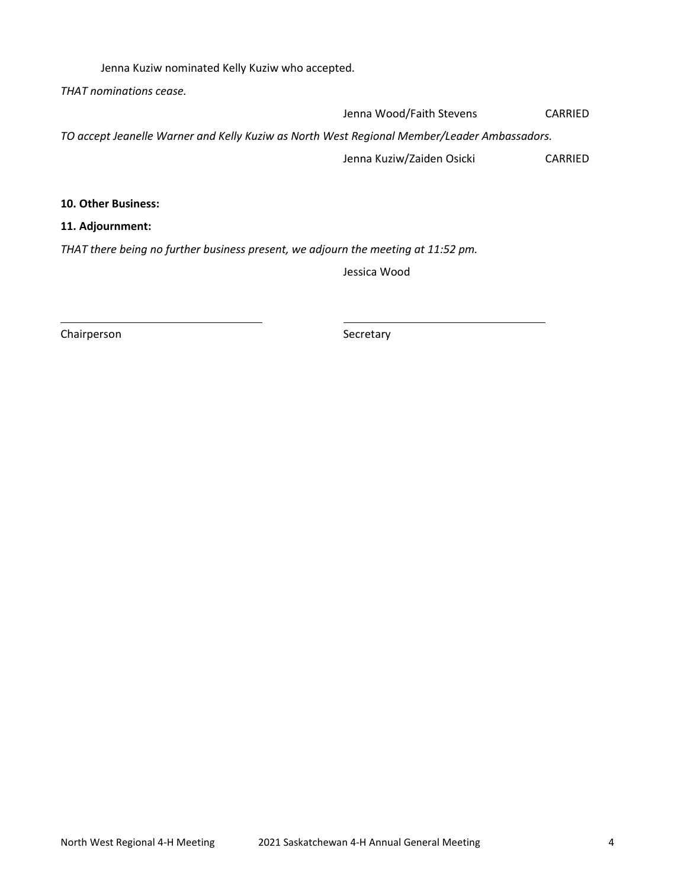Jenna Kuziw nominated Kelly Kuziw who accepted.

*THAT nominations cease.*

Jenna Wood/Faith Stevens CARRIED

*TO accept Jeanelle Warner and Kelly Kuziw as North West Regional Member/Leader Ambassadors.*

Jenna Kuziw/Zaiden Osicki CARRIED

**10. Other Business:**

**11. Adjournment:**

*THAT there being no further business present, we adjourn the meeting at 11:52 pm.*

Jessica Wood

\_\_\_\_\_\_\_\_\_\_\_\_\_\_\_\_\_\_\_\_\_\_\_\_\_\_\_\_\_\_ \_\_\_\_\_\_\_\_\_\_\_\_\_\_\_\_\_\_\_\_\_\_\_\_\_\_\_\_\_\_

Chairperson Secretary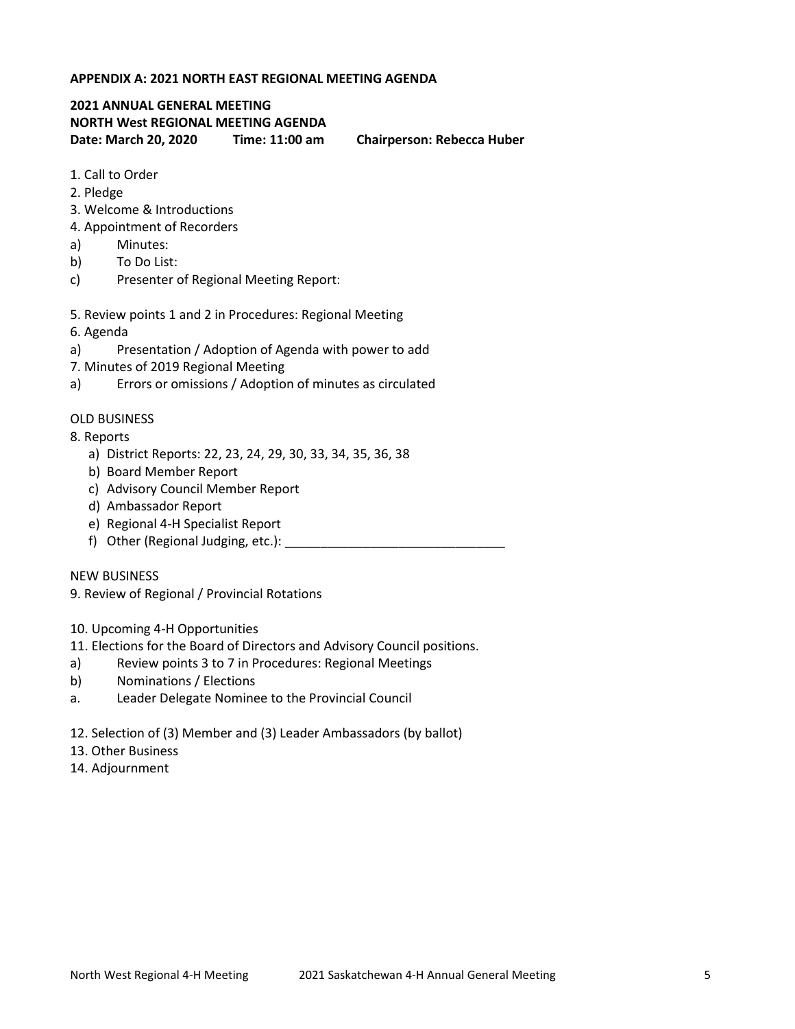**APPENDIX A: 2021 NORTH EAST REGIONAL MEETING AGENDA**

**2021 ANNUAL GENERAL MEETING**
**NORTH West REGIONAL MEETING AGENDA**
**Date: March 20, 2020     Time: 11:00 am     Chairperson: Rebecca Huber**

1. Call to Order
2. Pledge
3. Welcome & Introductions
4. Appointment of Recorders
a) Minutes:
b) To Do List:
c) Presenter of Regional Meeting Report:

5. Review points 1 and 2 in Procedures: Regional Meeting
6. Agenda
a) Presentation / Adoption of Agenda with power to add
7. Minutes of 2019 Regional Meeting
a) Errors or omissions / Adoption of minutes as circulated

OLD BUSINESS

8. Reports
    a) District Reports: 22, 23, 24, 29, 30, 33, 34, 35, 36, 38
    b) Board Member Report
    c) Advisory Council Member Report
    d) Ambassador Report
    e) Regional 4-H Specialist Report
    f) Other (Regional Judging, etc.): ______________________________

NEW BUSINESS

9. Review of Regional / Provincial Rotations

10. Upcoming 4-H Opportunities
11. Elections for the Board of Directors and Advisory Council positions.
a) Review points 3 to 7 in Procedures: Regional Meetings
b) Nominations / Elections
a. Leader Delegate Nominee to the Provincial Council

12. Selection of (3) Member and (3) Leader Ambassadors (by ballot)
13. Other Business
14. Adjournment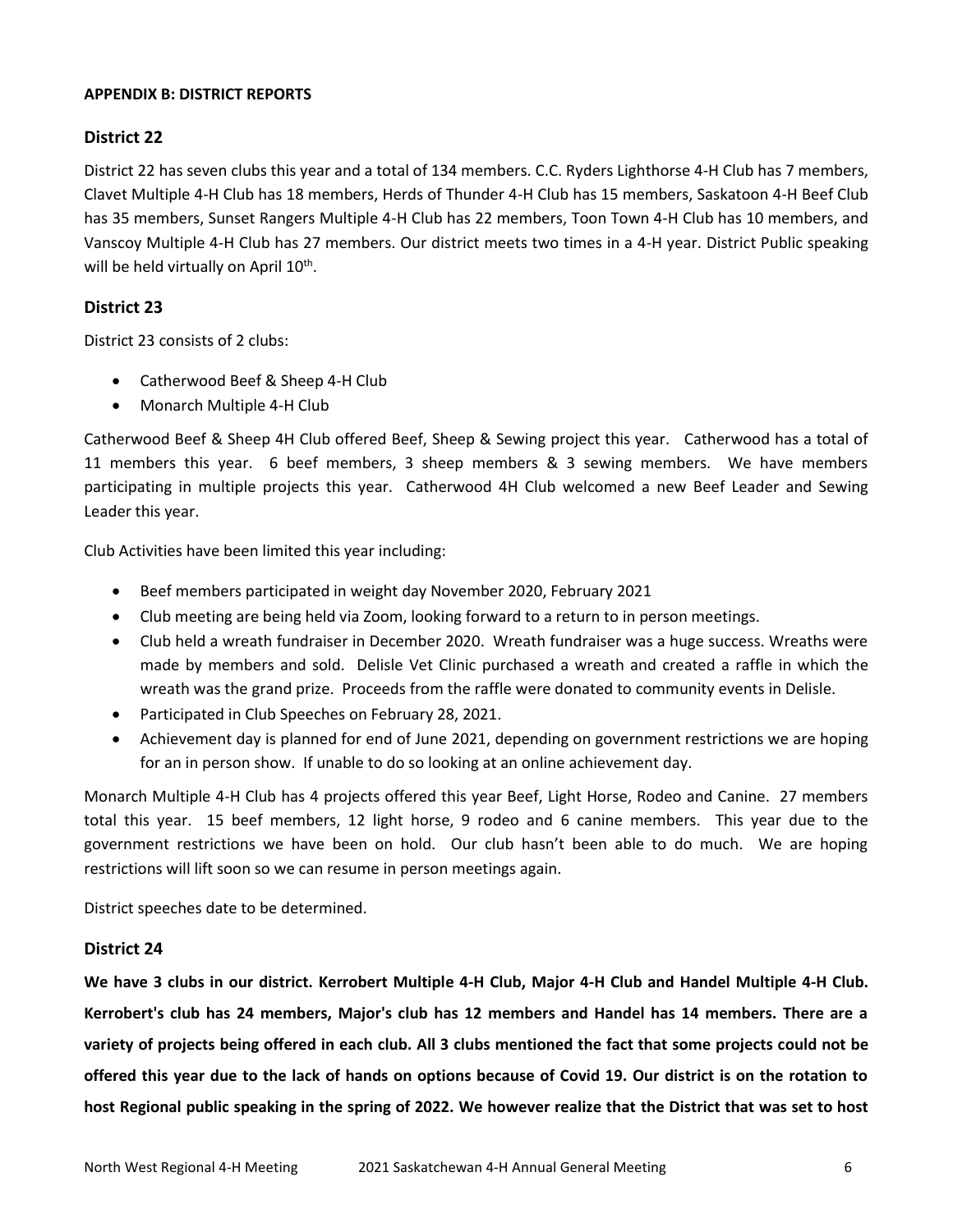**APPENDIX B: DISTRICT REPORTS**

## District 22

District 22 has seven clubs this year and a total of 134 members. C.C. Ryders Lighthorse 4-H Club has 7 members, Clavet Multiple 4-H Club has 18 members, Herds of Thunder 4-H Club has 15 members, Saskatoon 4-H Beef Club has 35 members, Sunset Rangers Multiple 4-H Club has 22 members, Toon Town 4-H Club has 10 members, and Vanscoy Multiple 4-H Club has 27 members. Our district meets two times in a 4-H year. District Public speaking will be held virtually on April 10th.

## District 23

District 23 consists of 2 clubs:

- Catherwood Beef & Sheep 4-H Club
- Monarch Multiple 4-H Club

Catherwood Beef & Sheep 4H Club offered Beef, Sheep & Sewing project this year. Catherwood has a total of 11 members this year. 6 beef members, 3 sheep members & 3 sewing members. We have members participating in multiple projects this year. Catherwood 4H Club welcomed a new Beef Leader and Sewing Leader this year.

Club Activities have been limited this year including:

- Beef members participated in weight day November 2020, February 2021
- Club meeting are being held via Zoom, looking forward to a return to in person meetings.
- Club held a wreath fundraiser in December 2020. Wreath fundraiser was a huge success. Wreaths were made by members and sold. Delisle Vet Clinic purchased a wreath and created a raffle in which the wreath was the grand prize. Proceeds from the raffle were donated to community events in Delisle.
- Participated in Club Speeches on February 28, 2021.
- Achievement day is planned for end of June 2021, depending on government restrictions we are hoping for an in person show. If unable to do so looking at an online achievement day.

Monarch Multiple 4-H Club has 4 projects offered this year Beef, Light Horse, Rodeo and Canine. 27 members total this year. 15 beef members, 12 light horse, 9 rodeo and 6 canine members. This year due to the government restrictions we have been on hold. Our club hasn't been able to do much. We are hoping restrictions will lift soon so we can resume in person meetings again.

District speeches date to be determined.

## District 24

**We have 3 clubs in our district. Kerrobert Multiple 4-H Club, Major 4-H Club and Handel Multiple 4-H Club. Kerrobert's club has 24 members, Major's club has 12 members and Handel has 14 members. There are a variety of projects being offered in each club. All 3 clubs mentioned the fact that some projects could not be offered this year due to the lack of hands on options because of Covid 19. Our district is on the rotation to host Regional public speaking in the spring of 2022. We however realize that the District that was set to host**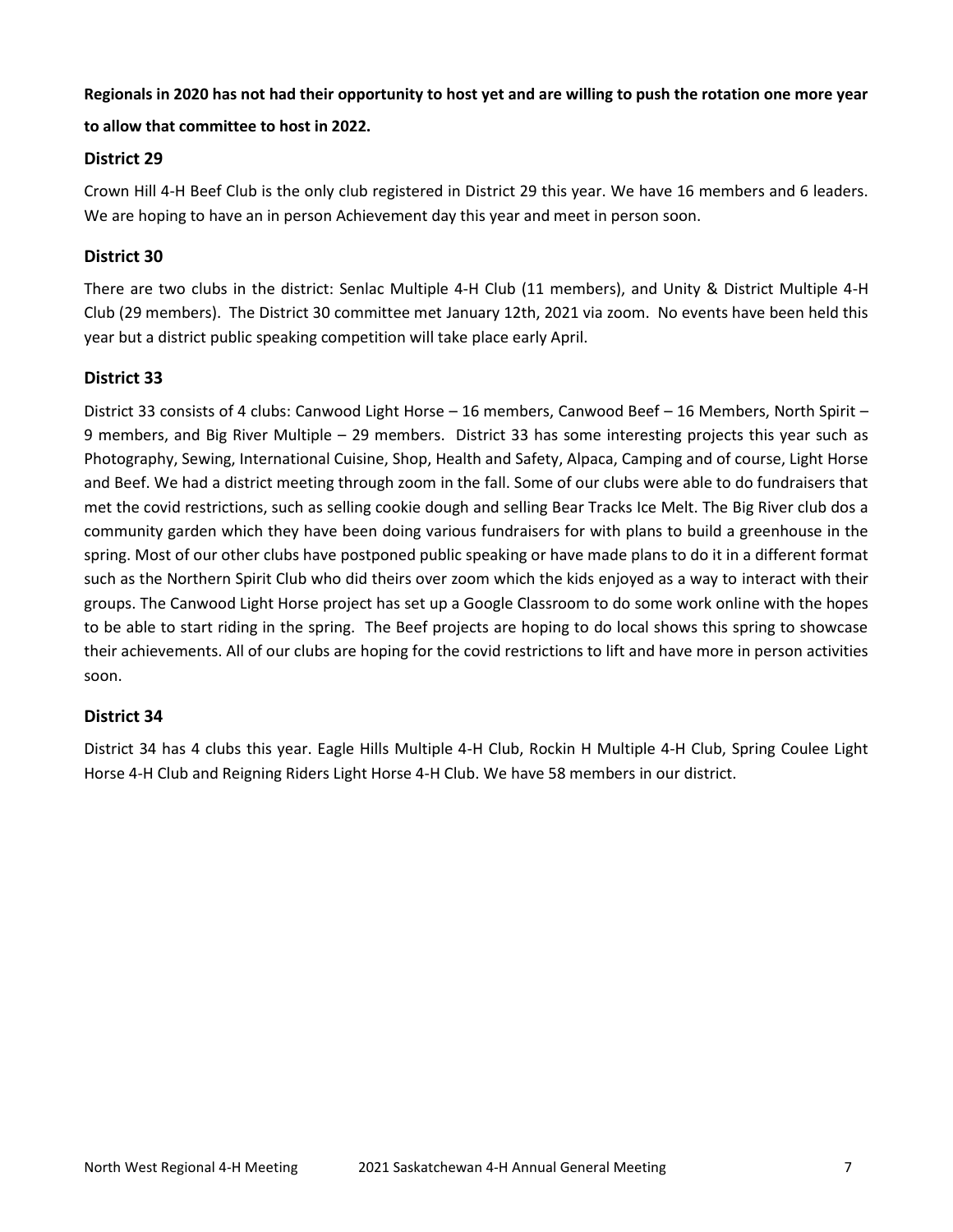**Regionals in 2020 has not had their opportunity to host yet and are willing to push the rotation one more year to allow that committee to host in 2022.**

### District 29

Crown Hill 4-H Beef Club is the only club registered in District 29 this year. We have 16 members and 6 leaders. We are hoping to have an in person Achievement day this year and meet in person soon.

### District 30

There are two clubs in the district: Senlac Multiple 4-H Club (11 members), and Unity & District Multiple 4-H Club (29 members). The District 30 committee met January 12th, 2021 via zoom. No events have been held this year but a district public speaking competition will take place early April.

### District 33

District 33 consists of 4 clubs: Canwood Light Horse – 16 members, Canwood Beef – 16 Members, North Spirit – 9 members, and Big River Multiple – 29 members. District 33 has some interesting projects this year such as Photography, Sewing, International Cuisine, Shop, Health and Safety, Alpaca, Camping and of course, Light Horse and Beef. We had a district meeting through zoom in the fall. Some of our clubs were able to do fundraisers that met the covid restrictions, such as selling cookie dough and selling Bear Tracks Ice Melt. The Big River club dos a community garden which they have been doing various fundraisers for with plans to build a greenhouse in the spring. Most of our other clubs have postponed public speaking or have made plans to do it in a different format such as the Northern Spirit Club who did theirs over zoom which the kids enjoyed as a way to interact with their groups. The Canwood Light Horse project has set up a Google Classroom to do some work online with the hopes to be able to start riding in the spring. The Beef projects are hoping to do local shows this spring to showcase their achievements. All of our clubs are hoping for the covid restrictions to lift and have more in person activities soon.

### District 34

District 34 has 4 clubs this year. Eagle Hills Multiple 4-H Club, Rockin H Multiple 4-H Club, Spring Coulee Light Horse 4-H Club and Reigning Riders Light Horse 4-H Club. We have 58 members in our district.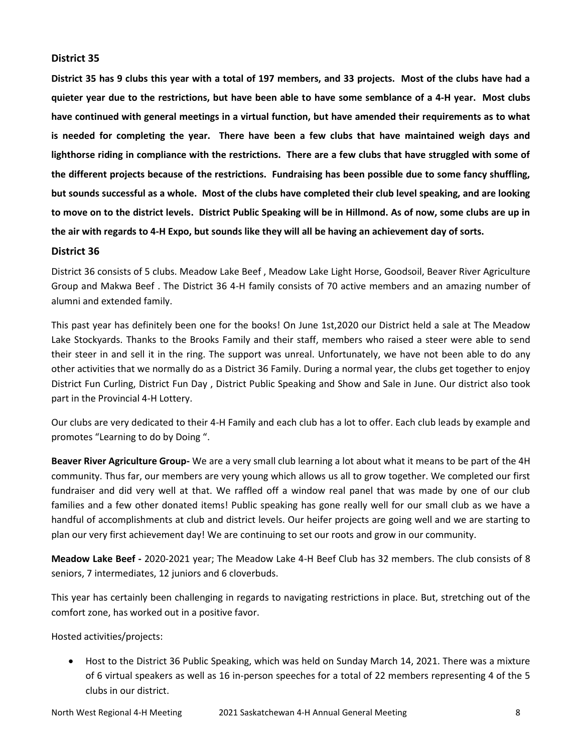## District 35

**District 35 has 9 clubs this year with a total of 197 members, and 33 projects. Most of the clubs have had a quieter year due to the restrictions, but have been able to have some semblance of a 4-H year. Most clubs have continued with general meetings in a virtual function, but have amended their requirements as to what is needed for completing the year. There have been a few clubs that have maintained weigh days and lighthorse riding in compliance with the restrictions. There are a few clubs that have struggled with some of the different projects because of the restrictions. Fundraising has been possible due to some fancy shuffling, but sounds successful as a whole. Most of the clubs have completed their club level speaking, and are looking to move on to the district levels. District Public Speaking will be in Hillmond. As of now, some clubs are up in the air with regards to 4-H Expo, but sounds like they will all be having an achievement day of sorts.**

## District 36

District 36 consists of 5 clubs. Meadow Lake Beef , Meadow Lake Light Horse, Goodsoil, Beaver River Agriculture Group and Makwa Beef . The District 36 4-H family consists of 70 active members and an amazing number of alumni and extended family.

This past year has definitely been one for the books! On June 1st,2020 our District held a sale at The Meadow Lake Stockyards. Thanks to the Brooks Family and their staff, members who raised a steer were able to send their steer in and sell it in the ring. The support was unreal. Unfortunately, we have not been able to do any other activities that we normally do as a District 36 Family. During a normal year, the clubs get together to enjoy District Fun Curling, District Fun Day , District Public Speaking and Show and Sale in June. Our district also took part in the Provincial 4-H Lottery.

Our clubs are very dedicated to their 4-H Family and each club has a lot to offer. Each club leads by example and promotes "Learning to do by Doing ".

**Beaver River Agriculture Group-** We are a very small club learning a lot about what it means to be part of the 4H community. Thus far, our members are very young which allows us all to grow together. We completed our first fundraiser and did very well at that. We raffled off a window real panel that was made by one of our club families and a few other donated items! Public speaking has gone really well for our small club as we have a handful of accomplishments at club and district levels. Our heifer projects are going well and we are starting to plan our very first achievement day! We are continuing to set our roots and grow in our community.

**Meadow Lake Beef -** 2020-2021 year; The Meadow Lake 4-H Beef Club has 32 members. The club consists of 8 seniors, 7 intermediates, 12 juniors and 6 cloverbuds.

This year has certainly been challenging in regards to navigating restrictions in place. But, stretching out of the comfort zone, has worked out in a positive favor.

Hosted activities/projects:

- Host to the District 36 Public Speaking, which was held on Sunday March 14, 2021. There was a mixture of 6 virtual speakers as well as 16 in-person speeches for a total of 22 members representing 4 of the 5 clubs in our district.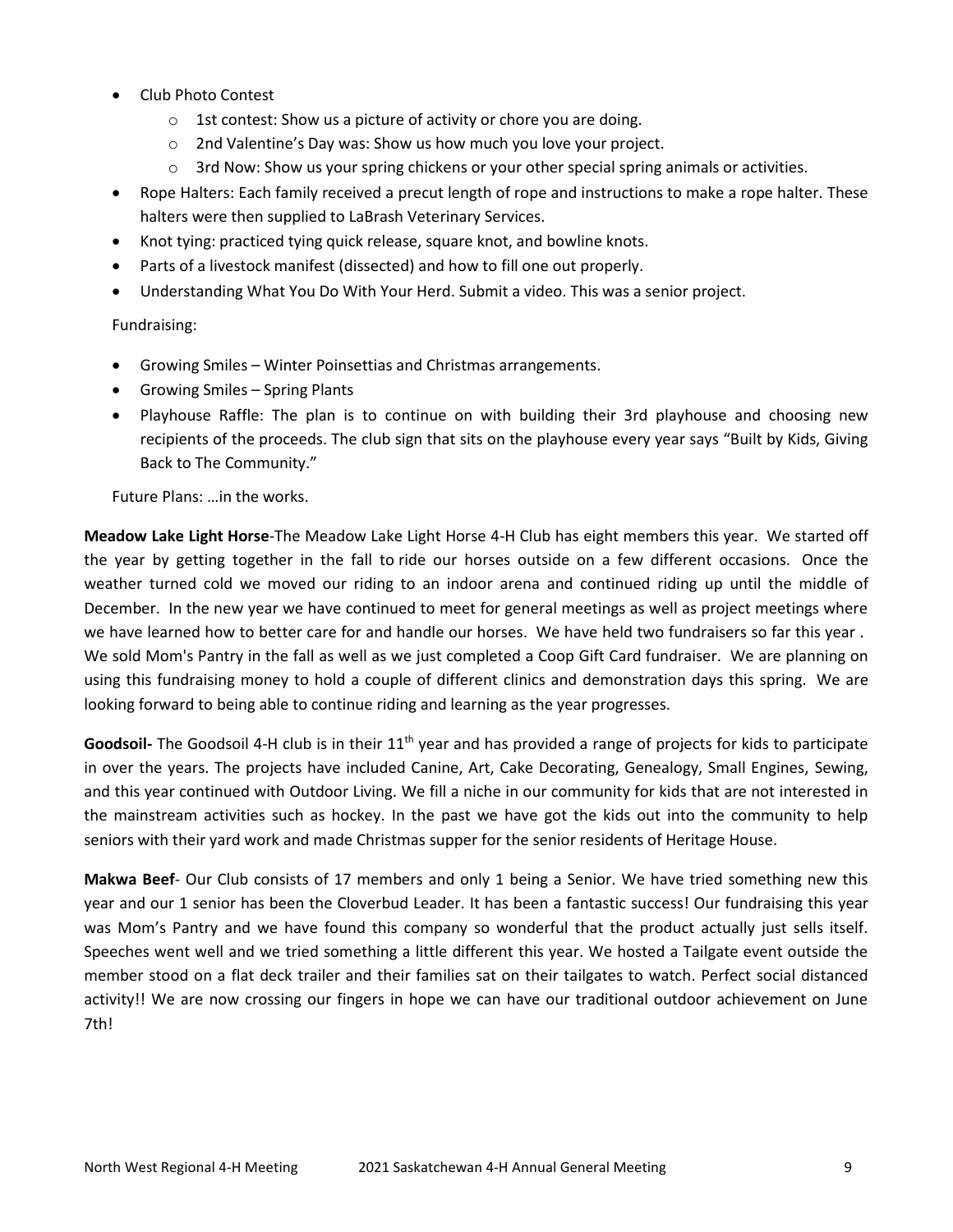- Club Photo Contest
  - 1st contest: Show us a picture of activity or chore you are doing.
  - 2nd Valentine's Day was: Show us how much you love your project.
  - 3rd Now: Show us your spring chickens or your other special spring animals or activities.
- Rope Halters: Each family received a precut length of rope and instructions to make a rope halter. These halters were then supplied to LaBrash Veterinary Services.
- Knot tying: practiced tying quick release, square knot, and bowline knots.
- Parts of a livestock manifest (dissected) and how to fill one out properly.
- Understanding What You Do With Your Herd. Submit a video. This was a senior project.

Fundraising:

- Growing Smiles – Winter Poinsettias and Christmas arrangements.
- Growing Smiles – Spring Plants
- Playhouse Raffle: The plan is to continue on with building their 3rd playhouse and choosing new recipients of the proceeds. The club sign that sits on the playhouse every year says "Built by Kids, Giving Back to The Community."

Future Plans: …in the works.

**Meadow Lake Light Horse**-The Meadow Lake Light Horse 4-H Club has eight members this year. We started off the year by getting together in the fall to ride our horses outside on a few different occasions. Once the weather turned cold we moved our riding to an indoor arena and continued riding up until the middle of December. In the new year we have continued to meet for general meetings as well as project meetings where we have learned how to better care for and handle our horses. We have held two fundraisers so far this year . We sold Mom's Pantry in the fall as well as we just completed a Coop Gift Card fundraiser. We are planning on using this fundraising money to hold a couple of different clinics and demonstration days this spring. We are looking forward to being able to continue riding and learning as the year progresses.

**Goodsoil-** The Goodsoil 4-H club is in their 11th year and has provided a range of projects for kids to participate in over the years. The projects have included Canine, Art, Cake Decorating, Genealogy, Small Engines, Sewing, and this year continued with Outdoor Living. We fill a niche in our community for kids that are not interested in the mainstream activities such as hockey. In the past we have got the kids out into the community to help seniors with their yard work and made Christmas supper for the senior residents of Heritage House.

**Makwa Beef**- Our Club consists of 17 members and only 1 being a Senior. We have tried something new this year and our 1 senior has been the Cloverbud Leader. It has been a fantastic success! Our fundraising this year was Mom's Pantry and we have found this company so wonderful that the product actually just sells itself. Speeches went well and we tried something a little different this year. We hosted a Tailgate event outside the member stood on a flat deck trailer and their families sat on their tailgates to watch. Perfect social distanced activity!! We are now crossing our fingers in hope we can have our traditional outdoor achievement on June 7th!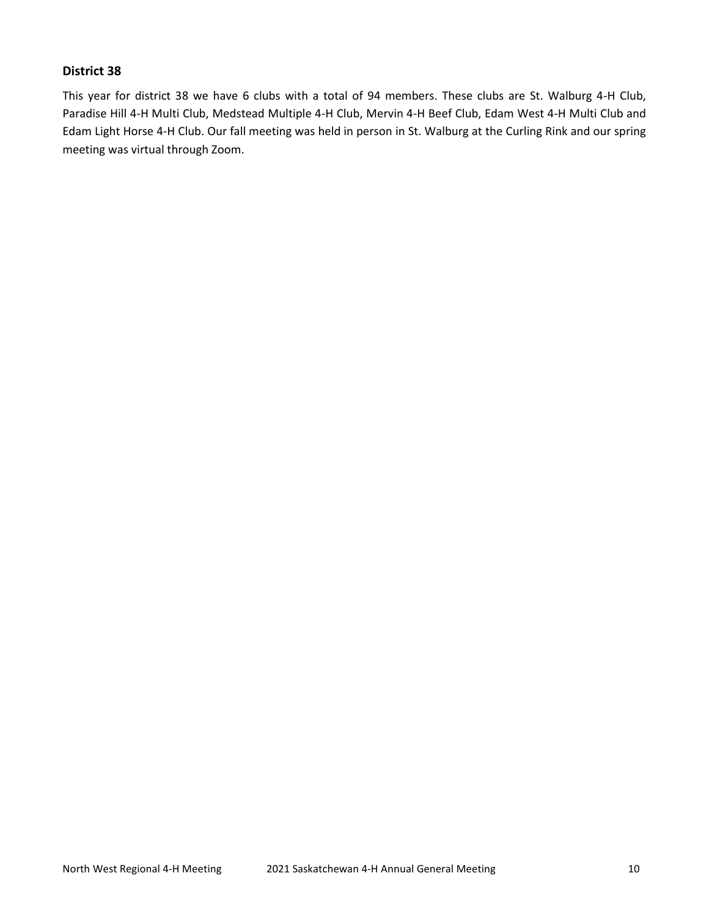### District 38

This year for district 38 we have 6 clubs with a total of 94 members. These clubs are St. Walburg 4-H Club, Paradise Hill 4-H Multi Club, Medstead Multiple 4-H Club, Mervin 4-H Beef Club, Edam West 4-H Multi Club and Edam Light Horse 4-H Club. Our fall meeting was held in person in St. Walburg at the Curling Rink and our spring meeting was virtual through Zoom.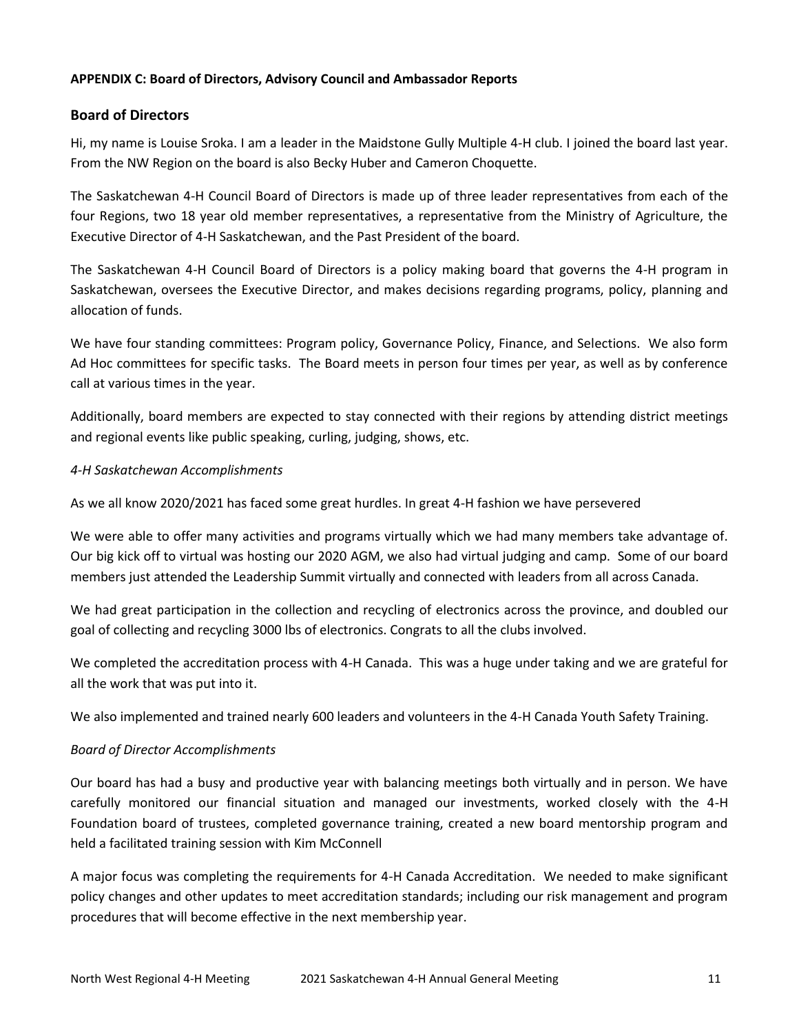**APPENDIX C: Board of Directors, Advisory Council and Ambassador Reports**

## Board of Directors

Hi, my name is Louise Sroka. I am a leader in the Maidstone Gully Multiple 4-H club. I joined the board last year. From the NW Region on the board is also Becky Huber and Cameron Choquette.

The Saskatchewan 4-H Council Board of Directors is made up of three leader representatives from each of the four Regions, two 18 year old member representatives, a representative from the Ministry of Agriculture, the Executive Director of 4-H Saskatchewan, and the Past President of the board.

The Saskatchewan 4-H Council Board of Directors is a policy making board that governs the 4-H program in Saskatchewan, oversees the Executive Director, and makes decisions regarding programs, policy, planning and allocation of funds.

We have four standing committees: Program policy, Governance Policy, Finance, and Selections. We also form Ad Hoc committees for specific tasks. The Board meets in person four times per year, as well as by conference call at various times in the year.

Additionally, board members are expected to stay connected with their regions by attending district meetings and regional events like public speaking, curling, judging, shows, etc.

*4-H Saskatchewan Accomplishments*

As we all know 2020/2021 has faced some great hurdles. In great 4-H fashion we have persevered

We were able to offer many activities and programs virtually which we had many members take advantage of. Our big kick off to virtual was hosting our 2020 AGM, we also had virtual judging and camp. Some of our board members just attended the Leadership Summit virtually and connected with leaders from all across Canada.

We had great participation in the collection and recycling of electronics across the province, and doubled our goal of collecting and recycling 3000 lbs of electronics. Congrats to all the clubs involved.

We completed the accreditation process with 4-H Canada. This was a huge under taking and we are grateful for all the work that was put into it.

We also implemented and trained nearly 600 leaders and volunteers in the 4-H Canada Youth Safety Training.

*Board of Director Accomplishments*

Our board has had a busy and productive year with balancing meetings both virtually and in person. We have carefully monitored our financial situation and managed our investments, worked closely with the 4-H Foundation board of trustees, completed governance training, created a new board mentorship program and held a facilitated training session with Kim McConnell

A major focus was completing the requirements for 4-H Canada Accreditation. We needed to make significant policy changes and other updates to meet accreditation standards; including our risk management and program procedures that will become effective in the next membership year.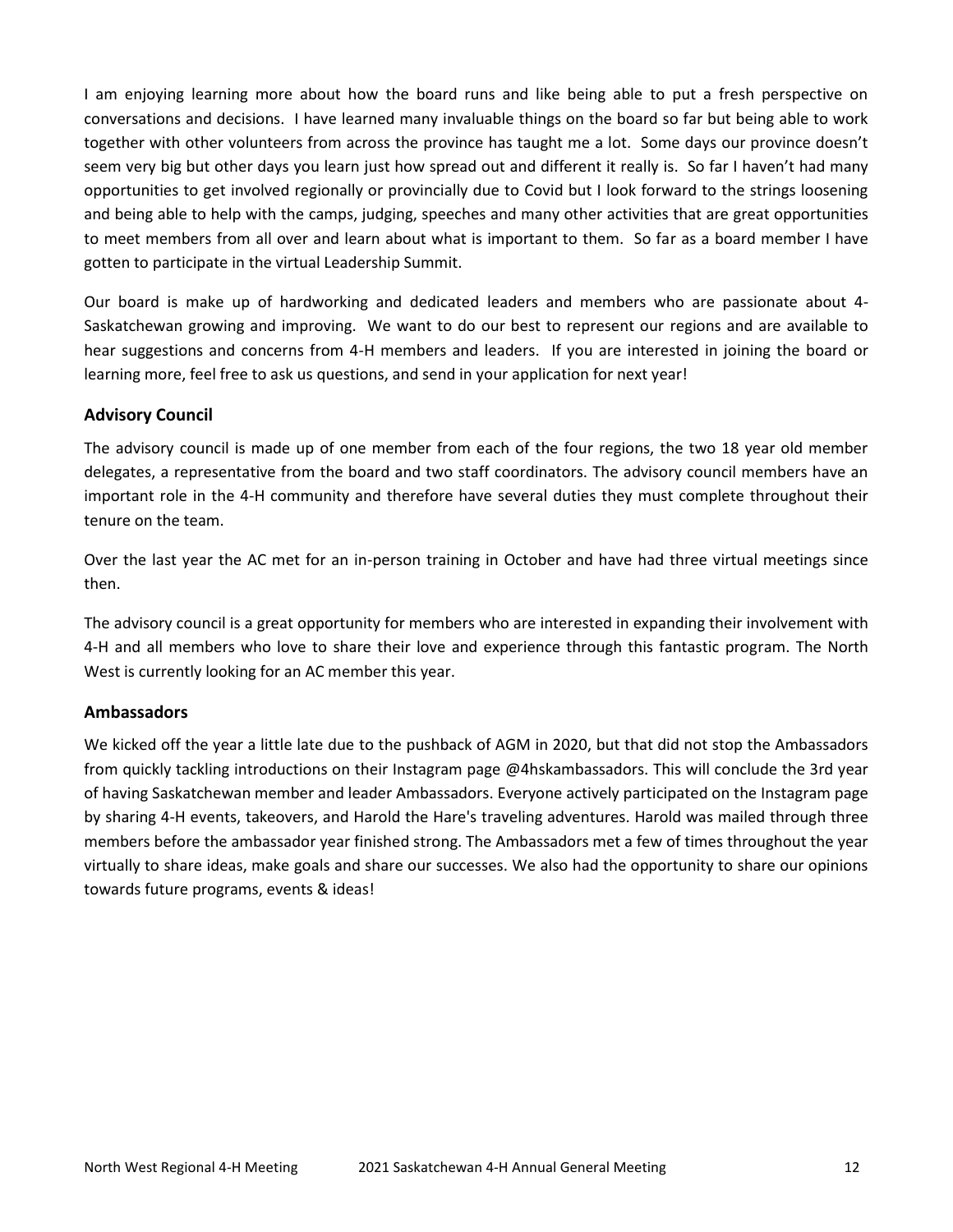I am enjoying learning more about how the board runs and like being able to put a fresh perspective on conversations and decisions. I have learned many invaluable things on the board so far but being able to work together with other volunteers from across the province has taught me a lot. Some days our province doesn't seem very big but other days you learn just how spread out and different it really is. So far I haven't had many opportunities to get involved regionally or provincially due to Covid but I look forward to the strings loosening and being able to help with the camps, judging, speeches and many other activities that are great opportunities to meet members from all over and learn about what is important to them. So far as a board member I have gotten to participate in the virtual Leadership Summit.

Our board is make up of hardworking and dedicated leaders and members who are passionate about 4-Saskatchewan growing and improving. We want to do our best to represent our regions and are available to hear suggestions and concerns from 4-H members and leaders. If you are interested in joining the board or learning more, feel free to ask us questions, and send in your application for next year!

### Advisory Council

The advisory council is made up of one member from each of the four regions, the two 18 year old member delegates, a representative from the board and two staff coordinators. The advisory council members have an important role in the 4-H community and therefore have several duties they must complete throughout their tenure on the team.

Over the last year the AC met for an in-person training in October and have had three virtual meetings since then.

The advisory council is a great opportunity for members who are interested in expanding their involvement with 4-H and all members who love to share their love and experience through this fantastic program. The North West is currently looking for an AC member this year.

### Ambassadors

We kicked off the year a little late due to the pushback of AGM in 2020, but that did not stop the Ambassadors from quickly tackling introductions on their Instagram page @4hskambassadors. This will conclude the 3rd year of having Saskatchewan member and leader Ambassadors. Everyone actively participated on the Instagram page by sharing 4-H events, takeovers, and Harold the Hare's traveling adventures. Harold was mailed through three members before the ambassador year finished strong. The Ambassadors met a few of times throughout the year virtually to share ideas, make goals and share our successes. We also had the opportunity to share our opinions towards future programs, events & ideas!